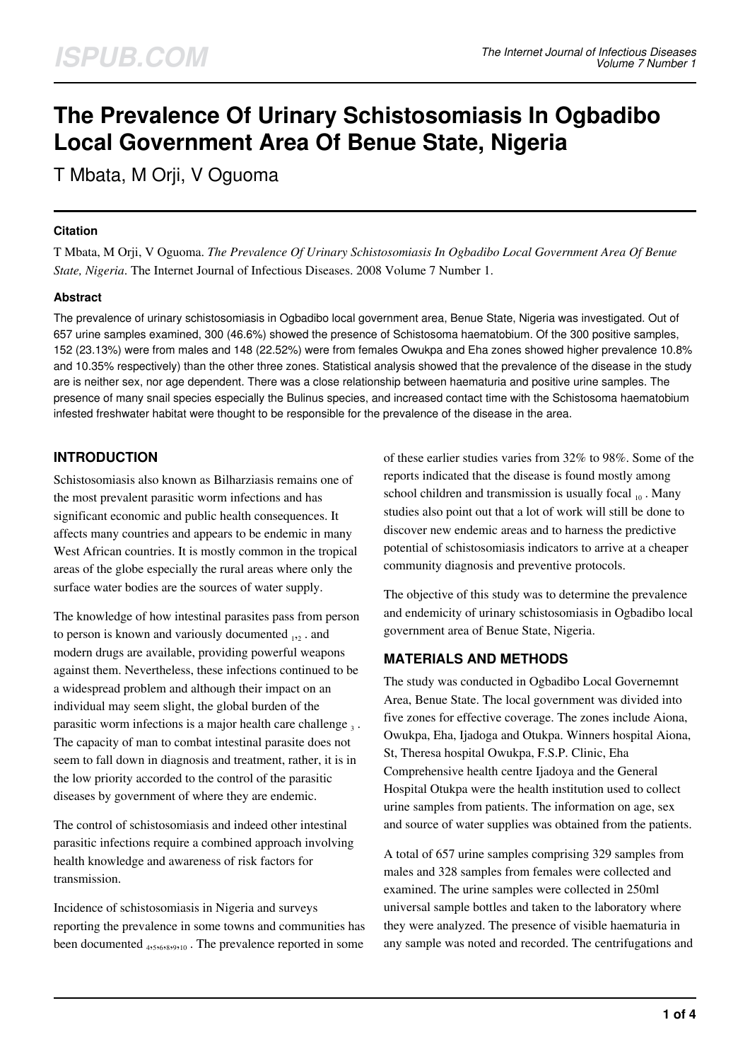# The Prevalence Of Urinary Schistosomiasis In Ogbadibo Local Government Area Of Benue State, Nigeria

T Mbata, M Orji, V Oguoma

### Citation

T Mbata, M Orji, V Oguoma. *The Prevalence Of Urinary Schistosomiasis In Ogbadibo Local Government Area Of Benue State, Nigeria*. The Internet Journal of Infectious Diseases. 2008 Volume 7 Number 1.

### Abstract

The prevalence of urinary schistosomiasis in Ogbadibo local government area, Benue State, Nigeria was investigated. Out of 657 urine samples examined, 300 (46.6%) showed the presence of Schistosoma haematobium. Of the 300 positive samples, 152 (23.13%) were from males and 148 (22.52%) were from females Owukpa and Eha zones showed higher prevalence 10.8% and 10.35% respectively) than the other three zones. Statistical analysis showed that the prevalence of the disease in the study are is neither sex, nor age dependent. There was a close relationship between haematuria and positive urine samples. The presence of many snail species especially the Bulinus species, and increased contact time with the Schistosoma haematobium infested freshwater habitat were thought to be responsible for the prevalence of the disease in the area.

## INTRODUCTION

Schistosomiasis also known as Bilharziasis remains one of the most prevalent parasitic worm infections and has significant economic and public health consequences. It affects many countries and appears to be endemic in many West African countries. It is mostly common in the tropical areas of the globe especially the rural areas where only the surface water bodies are the sources of water supply.

The knowledge of how intestinal parasites pass from person to person is known and variously documented [1,2] . and modern drugs are available, providing powerful weapons against them. Nevertheless, these infections continued to be a widespread problem and although their impact on an individual may seem slight, the global burden of the parasitic worm infections is a major health care challenge [3] . The capacity of man to combat intestinal parasite does not seem to fall down in diagnosis and treatment, rather, it is in the low priority accorded to the control of the parasitic diseases by government of where they are endemic.

The control of schistosomiasis and indeed other intestinal parasitic infections require a combined approach involving health knowledge and awareness of risk factors for transmission.

Incidence of schistosomiasis in Nigeria and surveys reporting the prevalence in some towns and communities has been documented [4,5,6,8,9,10] . The prevalence reported in some of these earlier studies varies from 32% to 98%. Some of the reports indicated that the disease is found mostly among school children and transmission is usually focal [10] . Many studies also point out that a lot of work will still be done to discover new endemic areas and to harness the predictive potential of schistosomiasis indicators to arrive at a cheaper community diagnosis and preventive protocols.

The objective of this study was to determine the prevalence and endemicity of urinary schistosomiasis in Ogbadibo local government area of Benue State, Nigeria.

## MATERIALS AND METHODS

The study was conducted in Ogbadibo Local Governemnt Area, Benue State. The local government was divided into five zones for effective coverage. The zones include Aiona, Owukpa, Eha, Ijadoga and Otukpa. Winners hospital Aiona, St, Theresa hospital Owukpa, F.S.P. Clinic, Eha Comprehensive health centre Ijadoya and the General Hospital Otukpa were the health institution used to collect urine samples from patients. The information on age, sex and source of water supplies was obtained from the patients.

A total of 657 urine samples comprising 329 samples from males and 328 samples from females were collected and examined. The urine samples were collected in 250ml universal sample bottles and taken to the laboratory where they were analyzed. The presence of visible haematuria in any sample was noted and recorded. The centrifugations and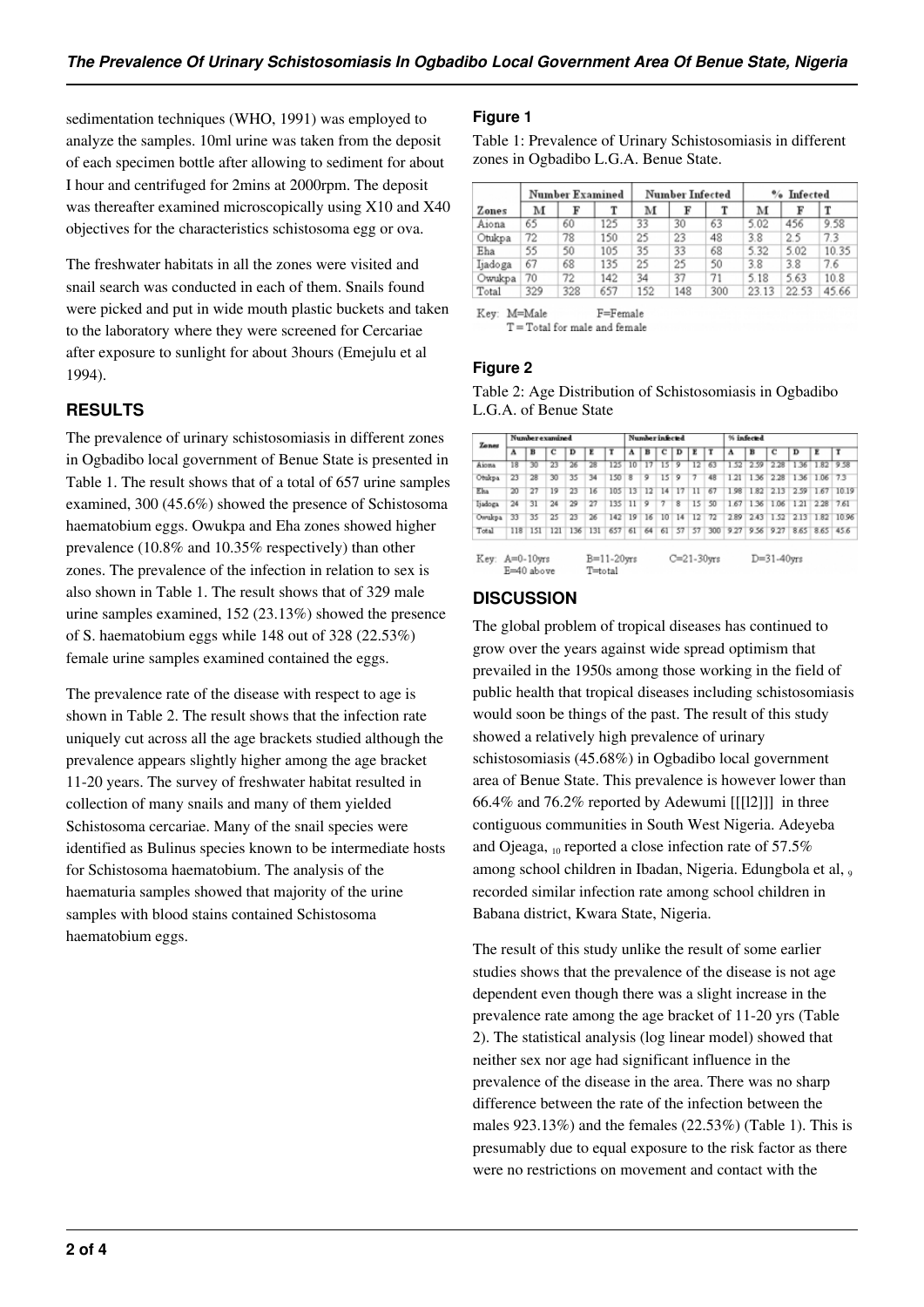sedimentation techniques (WHO, 1991) was employed to analyze the samples. 10ml urine was taken from the deposit of each specimen bottle after allowing to sediment for about I hour and centrifuged for 2mins at 2000rpm. The deposit was thereafter examined microscopically using X10 and X40 objectives for the characteristics schistosoma egg or ova.

The freshwater habitats in all the zones were visited and snail search was conducted in each of them. Snails found were picked and put in wide mouth plastic buckets and taken to the laboratory where they were screened for Cercariae after exposure to sunlight for about 3hours (Emejulu et al 1994).

## RESULTS

The prevalence of urinary schistosomiasis in different zones in Ogbadibo local government of Benue State is presented in Table 1. The result shows that of a total of 657 urine samples examined, 300 (45.6%) showed the presence of Schistosoma haematobium eggs. Owukpa and Eha zones showed higher prevalence (10.8% and 10.35% respectively) than other zones. The prevalence of the infection in relation to sex is also shown in Table 1. The result shows that of 329 male urine samples examined, 152 (23.13%) showed the presence of S. haematobium eggs while 148 out of 328 (22.53%) female urine samples examined contained the eggs.

The prevalence rate of the disease with respect to age is shown in Table 2. The result shows that the infection rate uniquely cut across all the age brackets studied although the prevalence appears slightly higher among the age bracket 11-20 years. The survey of freshwater habitat resulted in collection of many snails and many of them yielded Schistosoma cercariae. Many of the snail species were identified as Bulinus species known to be intermediate hosts for Schistosoma haematobium. The analysis of the haematuria samples showed that majority of the urine samples with blood stains contained Schistosoma haematobium eggs.

### Figure 1

Table 1: Prevalence of Urinary Schistosomiasis in different zones in Ogbadibo L.G.A. Benue State.

| Zones | Number Examined | | | Number Infected | | | % Infected | | |
|---|---|---|---|---|---|---|---|---|---|
| | M | F | T | M | F | T | M | F | T |
| Aiona | 65 | 60 | 125 | 33 | 30 | 63 | 5.02 | 456 | 9.58 |
| Otukpa | 72 | 78 | 150 | 25 | 23 | 48 | 3.8 | 2.5 | 7.3 |
| Eha | 55 | 50 | 105 | 35 | 33 | 68 | 5.32 | 5.02 | 10.35 |
| Ijadoga | 67 | 68 | 135 | 25 | 25 | 50 | 3.8 | 3.8 | 7.6 |
| Owukpa | 70 | 72 | 142 | 34 | 37 | 71 | 5.18 | 5.63 | 10.8 |
| Total | 329 | 328 | 657 | 152 | 148 | 300 | 23.13 | 22.53 | 45.66 |

Key: M=Male F=Female
T = Total for male and female

### Figure 2

Table 2: Age Distribution of Schistosomiasis in Ogbadibo L.G.A. of Benue State

| Zones | Number examined | | | | | | Number infected | | | | | | % infected | | | | | |
|---|---|---|---|---|---|---|---|---|---|---|---|---|---|---|---|---|---|---|
| | A | B | C | D | E | T | A | B | C | D | E | T | A | B | C | D | E | T |
| Aiona | 18 | 30 | 23 | 26 | 28 | 125 | 10 | 17 | 15 | 9 | 12 | 63 | 1.52 | 2.59 | 2.28 | 1.36 | 1.82 | 9.58 |
| Otukpa | 23 | 28 | 30 | 35 | 34 | 150 | 8 | 9 | 15 | 9 | 7 | 48 | 1.21 | 1.36 | 2.28 | 1.36 | 1.06 | 7.3 |
| Eha | 20 | 27 | 19 | 23 | 16 | 105 | 13 | 12 | 14 | 17 | 11 | 67 | 1.98 | 1.82 | 2.13 | 2.59 | 1.67 | 10.19 |
| Ijadoga | 24 | 31 | 24 | 29 | 27 | 135 | 11 | 9 | 7 | 8 | 15 | 50 | 1.67 | 1.36 | 1.06 | 1.21 | 2.28 | 7.61 |
| Owukpa | 33 | 35 | 25 | 23 | 26 | 142 | 19 | 16 | 10 | 14 | 12 | 72 | 2.89 | 2.43 | 1.52 | 2.13 | 1.82 | 10.96 |
| Total | 118 | 151 | 121 | 136 | 131 | 657 | 61 | 64 | 61 | 57 | 57 | 300 | 9.27 | 9.56 | 9.27 | 8.65 | 8.65 | 45.6 |

Key: A=0-10yrs B=11-20yrs C=21-30yrs D=31-40yrs
E=40 above T=total

## DISCUSSION

The global problem of tropical diseases has continued to grow over the years against wide spread optimism that prevailed in the 1950s among those working in the field of public health that tropical diseases including schistosomiasis would soon be things of the past. The result of this study showed a relatively high prevalence of urinary schistosomiasis (45.68%) in Ogbadibo local government area of Benue State. This prevalence is however lower than 66.4% and 76.2% reported by Adewumi [[[l2]]] in three contiguous communities in South West Nigeria. Adeyeba and Ojeaga, [10] reported a close infection rate of 57.5% among school children in Ibadan, Nigeria. Edungbola et al, [9] recorded similar infection rate among school children in Babana district, Kwara State, Nigeria.

The result of this study unlike the result of some earlier studies shows that the prevalence of the disease is not age dependent even though there was a slight increase in the prevalence rate among the age bracket of 11-20 yrs (Table 2). The statistical analysis (log linear model) showed that neither sex nor age had significant influence in the prevalence of the disease in the area. There was no sharp difference between the rate of the infection between the males 923.13%) and the females (22.53%) (Table 1). This is presumably due to equal exposure to the risk factor as there were no restrictions on movement and contact with the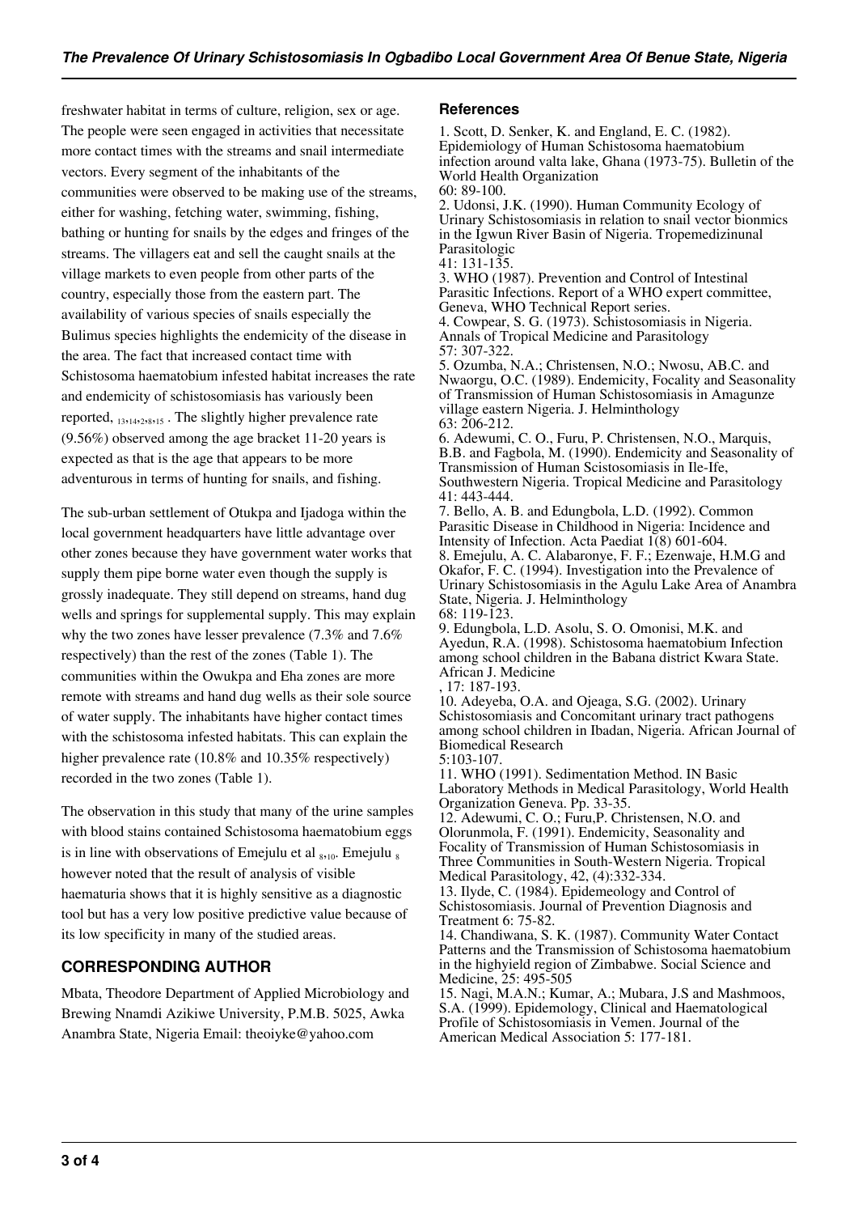freshwater habitat in terms of culture, religion, sex or age. The people were seen engaged in activities that necessitate more contact times with the streams and snail intermediate vectors. Every segment of the inhabitants of the communities were observed to be making use of the streams, either for washing, fetching water, swimming, fishing, bathing or hunting for snails by the edges and fringes of the streams. The villagers eat and sell the caught snails at the village markets to even people from other parts of the country, especially those from the eastern part. The availability of various species of snails especially the Bulimus species highlights the endemicity of the disease in the area. The fact that increased contact time with Schistosoma haematobium infested habitat increases the rate and endemicity of schistosomiasis has variously been reported, [13,14,2,8,15] . The slightly higher prevalence rate (9.56%) observed among the age bracket 11-20 years is expected as that is the age that appears to be more adventurous in terms of hunting for snails, and fishing.

The sub-urban settlement of Otukpa and Ijadoga within the local government headquarters have little advantage over other zones because they have government water works that supply them pipe borne water even though the supply is grossly inadequate. They still depend on streams, hand dug wells and springs for supplemental supply. This may explain why the two zones have lesser prevalence (7.3% and 7.6% respectively) than the rest of the zones (Table 1). The communities within the Owukpa and Eha zones are more remote with streams and hand dug wells as their sole source of water supply. The inhabitants have higher contact times with the schistosoma infested habitats. This can explain the higher prevalence rate (10.8% and 10.35% respectively) recorded in the two zones (Table 1).

The observation in this study that many of the urine samples with blood stains contained Schistosoma haematobium eggs is in line with observations of Emejulu et al [8,10]. Emejulu [8] however noted that the result of analysis of visible haematuria shows that it is highly sensitive as a diagnostic tool but has a very low positive predictive value because of its low specificity in many of the studied areas.

## CORRESPONDING AUTHOR

Mbata, Theodore Department of Applied Microbiology and Brewing Nnamdi Azikiwe University, P.M.B. 5025, Awka Anambra State, Nigeria Email: theoiyke@yahoo.com

## References

1. Scott, D. Senker, K. and England, E. C. (1982). Epidemiology of Human Schistosoma haematobium infection around valta lake, Ghana (1973-75). Bulletin of the World Health Organization 60: 89-100.
2. Udonsi, J.K. (1990). Human Community Ecology of Urinary Schistosomiasis in relation to snail vector bionmics in the Igwun River Basin of Nigeria. Tropemedizinunal Parasitologic 41: 131-135.
3. WHO (1987). Prevention and Control of Intestinal Parasitic Infections. Report of a WHO expert committee, Geneva, WHO Technical Report series.
4. Cowpear, S. G. (1973). Schistosomiasis in Nigeria. Annals of Tropical Medicine and Parasitology 57: 307-322.
5. Ozumba, N.A.; Christensen, N.O.; Nwosu, AB.C. and Nwaorgu, O.C. (1989). Endemicity, Focality and Seasonality of Transmission of Human Schistosomiasis in Amagunze village eastern Nigeria. J. Helminthology 63: 206-212.
6. Adewumi, C. O., Furu, P. Christensen, N.O., Marquis, B.B. and Fagbola, M. (1990). Endemicity and Seasonality of Transmission of Human Scistosomiasis in Ile-Ife, Southwestern Nigeria. Tropical Medicine and Parasitology 41: 443-444.
7. Bello, A. B. and Edungbola, L.D. (1992). Common Parasitic Disease in Childhood in Nigeria: Incidence and Intensity of Infection. Acta Paediat 1(8) 601-604.
8. Emejulu, A. C. Alabaronye, F. F.; Ezenwaje, H.M.G and Okafor, F. C. (1994). Investigation into the Prevalence of Urinary Schistosomiasis in the Agulu Lake Area of Anambra State, Nigeria. J. Helminthology 68: 119-123.
9. Edungbola, L.D. Asolu, S. O. Omonisi, M.K. and Ayedun, R.A. (1998). Schistosoma haematobium Infection among school children in the Babana district Kwara State. African J. Medicine , 17: 187-193.
10. Adeyeba, O.A. and Ojeaga, S.G. (2002). Urinary Schistosomiasis and Concomitant urinary tract pathogens among school children in Ibadan, Nigeria. African Journal of Biomedical Research 5:103-107.
11. WHO (1991). Sedimentation Method. IN Basic Laboratory Methods in Medical Parasitology, World Health Organization Geneva. Pp. 33-35.
12. Adewumi, C. O.; Furu,P. Christensen, N.O. and Olorunmola, F. (1991). Endemicity, Seasonality and Focality of Transmission of Human Schistosomiasis in Three Communities in South-Western Nigeria. Tropical Medical Parasitology, 42, (4):332-334.
13. Ilyde, C. (1984). Epidemeology and Control of Schistosomiasis. Journal of Prevention Diagnosis and Treatment 6: 75-82.
14. Chandiwana, S. K. (1987). Community Water Contact Patterns and the Transmission of Schistosoma haematobium in the highyield region of Zimbabwe. Social Science and Medicine, 25: 495-505
15. Nagi, M.A.N.; Kumar, A.; Mubara, J.S and Mashmoos, S.A. (1999). Epidemology, Clinical and Haematological Profile of Schistosomiasis in Vemen. Journal of the American Medical Association 5: 177-181.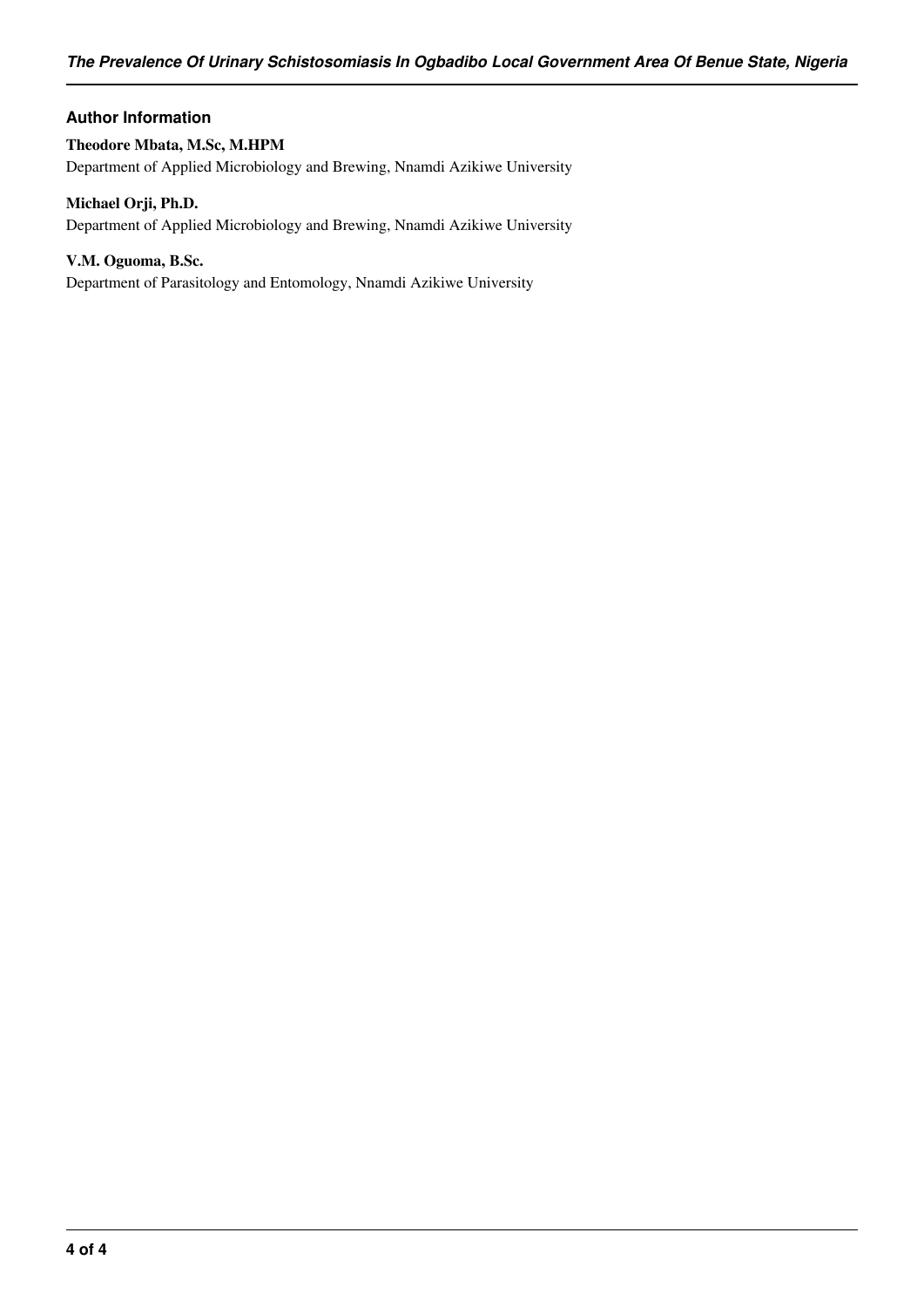## Author Information

**Theodore Mbata, M.Sc, M.HPM**
Department of Applied Microbiology and Brewing, Nnamdi Azikiwe University

**Michael Orji, Ph.D.**
Department of Applied Microbiology and Brewing, Nnamdi Azikiwe University

**V.M. Oguoma, B.Sc.**
Department of Parasitology and Entomology, Nnamdi Azikiwe University